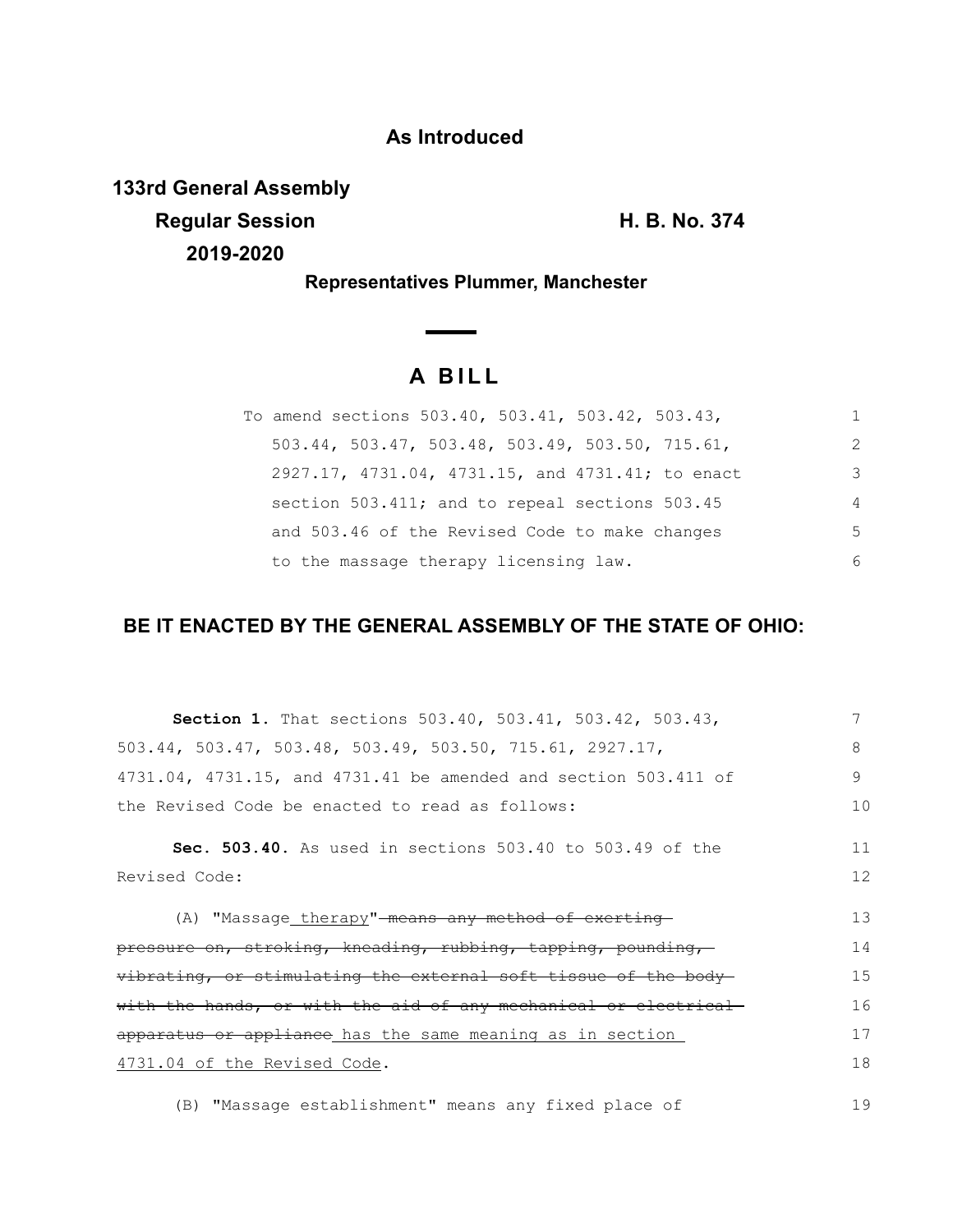**As Introduced**

**133rd General Assembly**
**Regular Session** **H. B. No. 374**
**2019-2020**

**Representatives Plummer, Manchester**

# A BILL

To amend sections 503.40, 503.41, 503.42, 503.43, 503.44, 503.47, 503.48, 503.49, 503.50, 715.61, 2927.17, 4731.04, 4731.15, and 4731.41; to enact section 503.411; and to repeal sections 503.45 and 503.46 of the Revised Code to make changes to the massage therapy licensing law.

**BE IT ENACTED BY THE GENERAL ASSEMBLY OF THE STATE OF OHIO:**

**Section 1.** That sections 503.40, 503.41, 503.42, 503.43, 503.44, 503.47, 503.48, 503.49, 503.50, 715.61, 2927.17, 4731.04, 4731.15, and 4731.41 be amended and section 503.411 of the Revised Code be enacted to read as follows:

**Sec. 503.40.** As used in sections 503.40 to 503.49 of the Revised Code:

(A) "Massage <u>therapy</u>" ~~means any method of exerting pressure on, stroking, kneading, rubbing, tapping, pounding, vibrating, or stimulating the external soft tissue of the body with the hands, or with the aid of any mechanical or electrical apparatus or appliance~~ <u>has the same meaning as in section 4731.04 of the Revised Code</u>.

(B) "Massage establishment" means any fixed place of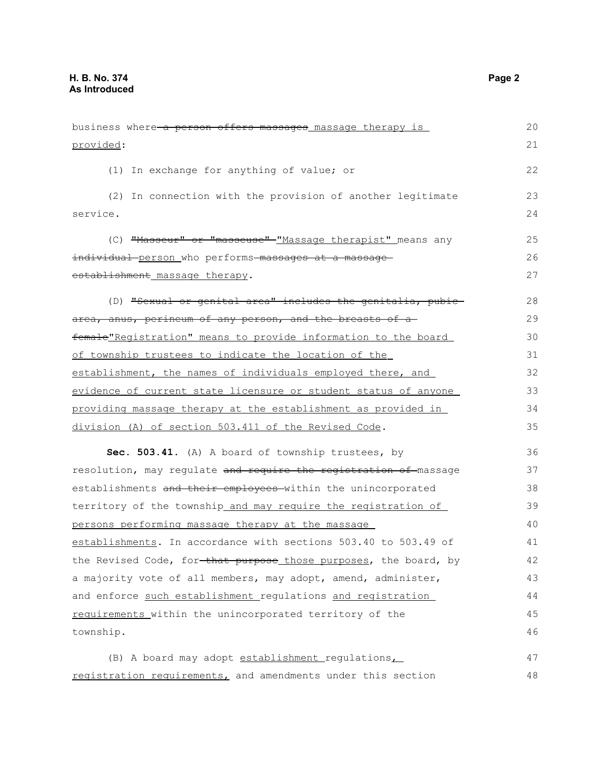business where ~~a person offers massages~~ massage therapy is provided:

(1) In exchange for anything of value; or

(2) In connection with the provision of another legitimate service.

(C) ~~"Masseur" or "masseuse"~~ "Massage therapist" means any ~~individual~~ person who performs ~~massages at a massage establishment~~ massage therapy.

(D) ~~"Sexual or genital area" includes the genitalia, pubic area, anus, perineum of any person, and the breasts of a female~~"Registration" means to provide information to the board of township trustees to indicate the location of the establishment, the names of individuals employed there, and evidence of current state licensure or student status of anyone providing massage therapy at the establishment as provided in division (A) of section 503.411 of the Revised Code.

**Sec. 503.41.** (A) A board of township trustees, by resolution, may regulate ~~and require the registration of~~ massage establishments ~~and their employees~~ within the unincorporated territory of the township and may require the registration of persons performing massage therapy at the massage establishments. In accordance with sections 503.40 to 503.49 of the Revised Code, for ~~that purpose~~ those purposes, the board, by a majority vote of all members, may adopt, amend, administer, and enforce such establishment regulations and registration requirements within the unincorporated territory of the township.

(B) A board may adopt establishment regulations, registration requirements, and amendments under this section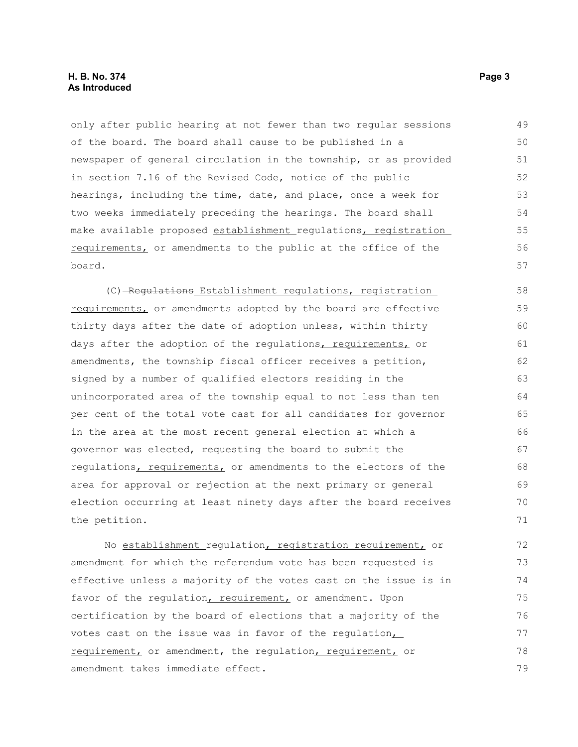only after public hearing at not fewer than two regular sessions of the board. The board shall cause to be published in a newspaper of general circulation in the township, or as provided in section 7.16 of the Revised Code, notice of the public hearings, including the time, date, and place, once a week for two weeks immediately preceding the hearings. The board shall make available proposed establishment regulations, registration requirements, or amendments to the public at the office of the board.

(C) ~~Regulations~~ Establishment regulations, registration requirements, or amendments adopted by the board are effective thirty days after the date of adoption unless, within thirty days after the adoption of the regulations, requirements, or amendments, the township fiscal officer receives a petition, signed by a number of qualified electors residing in the unincorporated area of the township equal to not less than ten per cent of the total vote cast for all candidates for governor in the area at the most recent general election at which a governor was elected, requesting the board to submit the regulations, requirements, or amendments to the electors of the area for approval or rejection at the next primary or general election occurring at least ninety days after the board receives the petition.

No establishment regulation, registration requirement, or amendment for which the referendum vote has been requested is effective unless a majority of the votes cast on the issue is in favor of the regulation, requirement, or amendment. Upon certification by the board of elections that a majority of the votes cast on the issue was in favor of the regulation, requirement, or amendment, the regulation, requirement, or amendment takes immediate effect.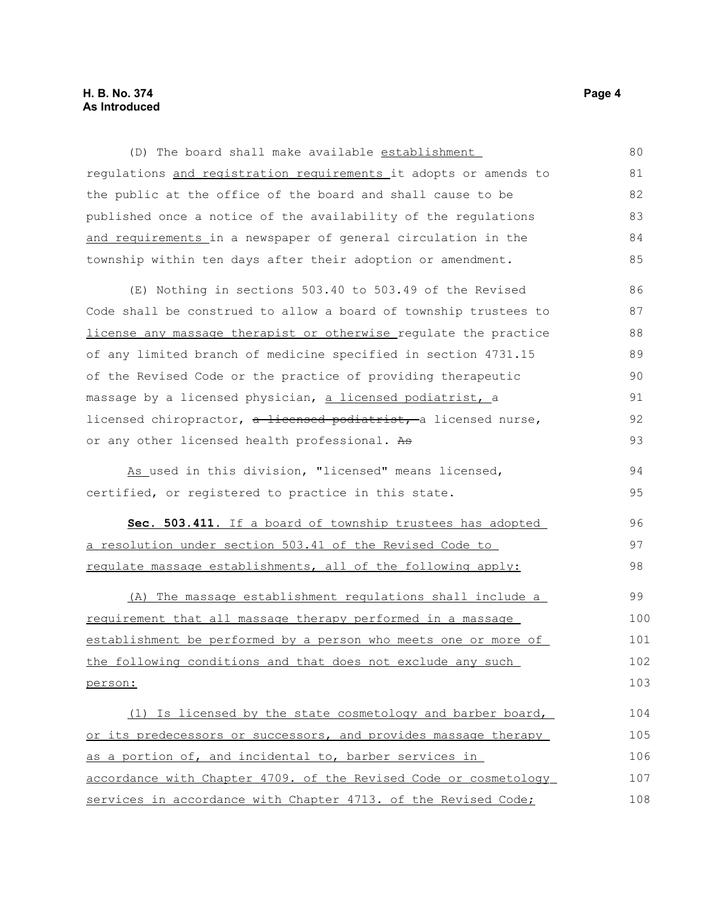(D) The board shall make available establishment regulations and registration requirements it adopts or amends to the public at the office of the board and shall cause to be published once a notice of the availability of the regulations and requirements in a newspaper of general circulation in the township within ten days after their adoption or amendment.

(E) Nothing in sections 503.40 to 503.49 of the Revised Code shall be construed to allow a board of township trustees to license any massage therapist or otherwise regulate the practice of any limited branch of medicine specified in section 4731.15 of the Revised Code or the practice of providing therapeutic massage by a licensed physician, a licensed podiatrist, a licensed chiropractor, ~~a licensed podiatrist,~~ a licensed nurse, or any other licensed health professional. ~~As~~

As used in this division, "licensed" means licensed, certified, or registered to practice in this state.

**Sec. 503.411.** If a board of township trustees has adopted a resolution under section 503.41 of the Revised Code to regulate massage establishments, all of the following apply:

(A) The massage establishment regulations shall include a requirement that all massage therapy performed in a massage establishment be performed by a person who meets one or more of the following conditions and that does not exclude any such person:

(1) Is licensed by the state cosmetology and barber board, or its predecessors or successors, and provides massage therapy as a portion of, and incidental to, barber services in accordance with Chapter 4709. of the Revised Code or cosmetology services in accordance with Chapter 4713. of the Revised Code;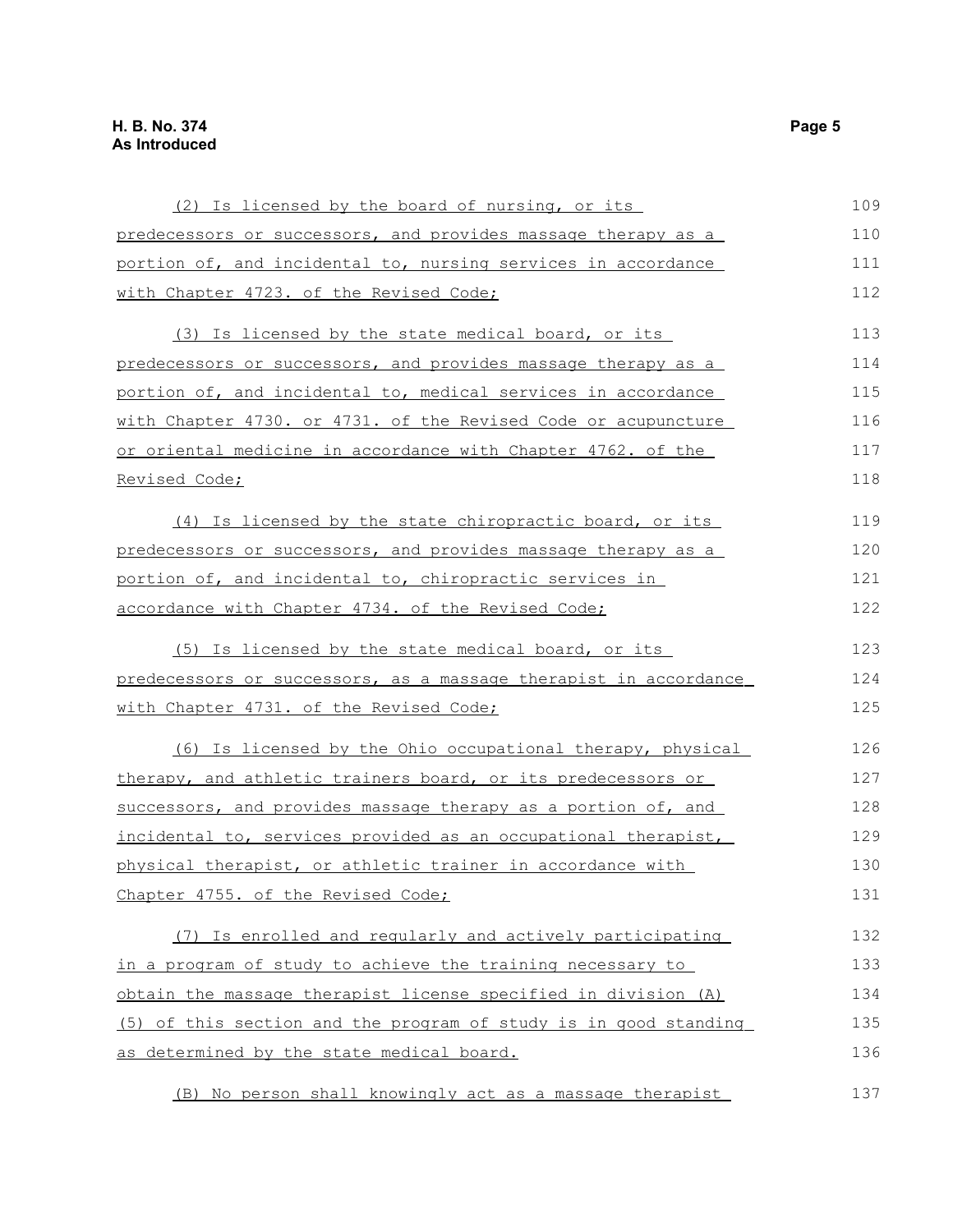(2) Is licensed by the board of nursing, or its predecessors or successors, and provides massage therapy as a portion of, and incidental to, nursing services in accordance with Chapter 4723. of the Revised Code;

(3) Is licensed by the state medical board, or its predecessors or successors, and provides massage therapy as a portion of, and incidental to, medical services in accordance with Chapter 4730. or 4731. of the Revised Code or acupuncture or oriental medicine in accordance with Chapter 4762. of the Revised Code;

(4) Is licensed by the state chiropractic board, or its predecessors or successors, and provides massage therapy as a portion of, and incidental to, chiropractic services in accordance with Chapter 4734. of the Revised Code;

(5) Is licensed by the state medical board, or its predecessors or successors, as a massage therapist in accordance with Chapter 4731. of the Revised Code;

(6) Is licensed by the Ohio occupational therapy, physical therapy, and athletic trainers board, or its predecessors or successors, and provides massage therapy as a portion of, and incidental to, services provided as an occupational therapist, physical therapist, or athletic trainer in accordance with Chapter 4755. of the Revised Code;

(7) Is enrolled and regularly and actively participating in a program of study to achieve the training necessary to obtain the massage therapist license specified in division (A)(5) of this section and the program of study is in good standing as determined by the state medical board.

(B) No person shall knowingly act as a massage therapist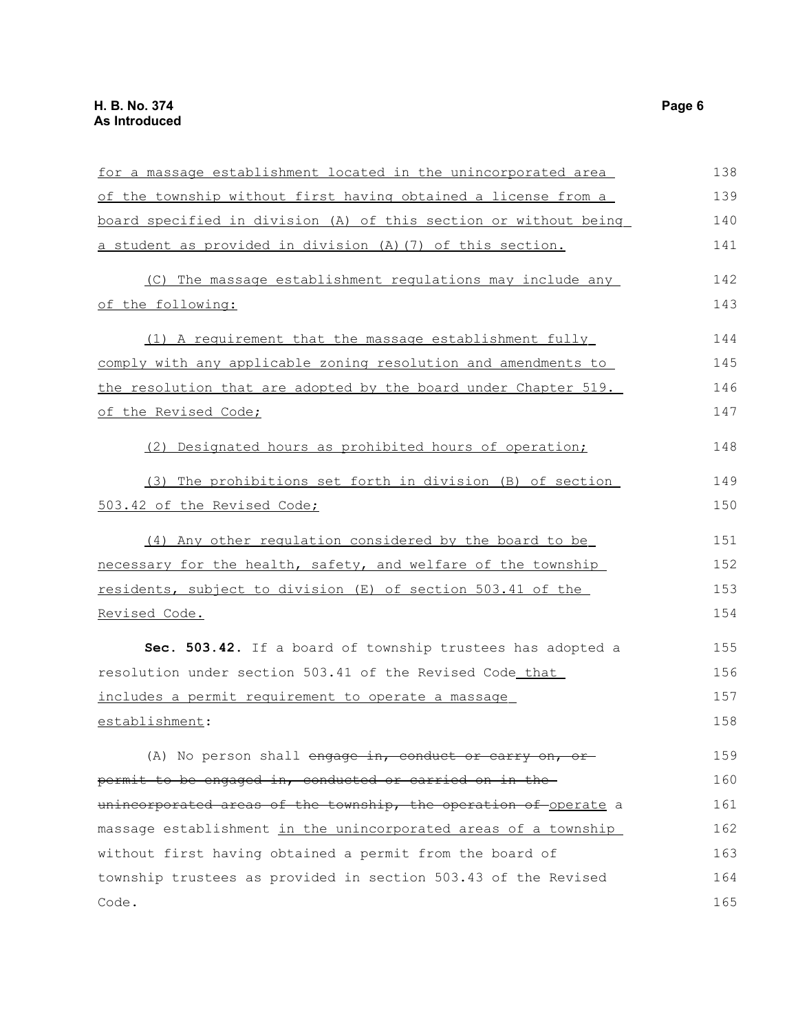for a massage establishment located in the unincorporated area of the township without first having obtained a license from a board specified in division (A) of this section or without being a student as provided in division (A)(7) of this section.

(C) The massage establishment regulations may include any of the following:

(1) A requirement that the massage establishment fully comply with any applicable zoning resolution and amendments to the resolution that are adopted by the board under Chapter 519. of the Revised Code;

(2) Designated hours as prohibited hours of operation;

(3) The prohibitions set forth in division (B) of section 503.42 of the Revised Code;

(4) Any other regulation considered by the board to be necessary for the health, safety, and welfare of the township residents, subject to division (E) of section 503.41 of the Revised Code.

**Sec. 503.42.** If a board of township trustees has adopted a resolution under section 503.41 of the Revised Code that includes a permit requirement to operate a massage establishment:

(A) No person shall ~~engage in, conduct or carry on, or permit to be engaged in, conducted or carried on in the unincorporated areas of the township, the operation of~~ operate a massage establishment in the unincorporated areas of a township without first having obtained a permit from the board of township trustees as provided in section 503.43 of the Revised Code.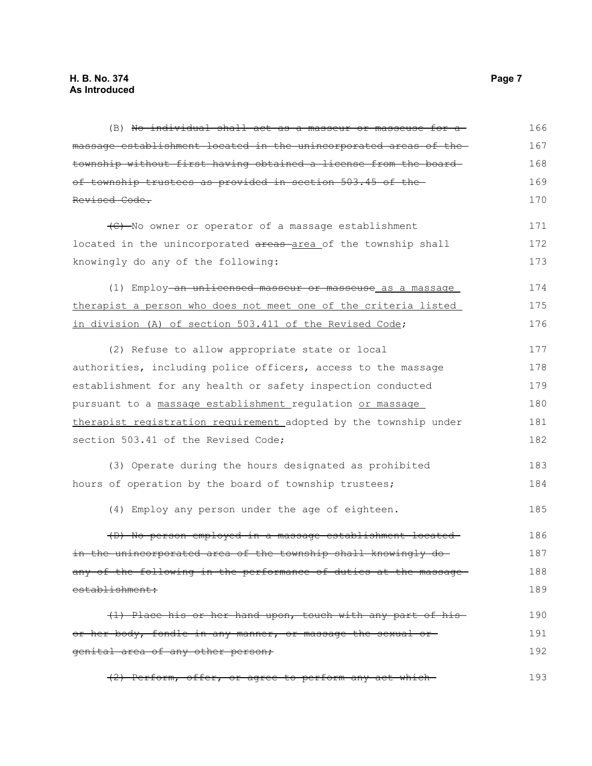(B) ~~No individual shall act as a masseur or masseuse for a massage establishment located in the unincorporated areas of the township without first having obtained a license from the board of township trustees as provided in section 503.45 of the Revised Code.~~

~~(C)~~ No owner or operator of a massage establishment located in the unincorporated ~~areas~~ area of the township shall knowingly do any of the following:

(1) Employ ~~an unlicensed masseur or masseuse~~ as a massage therapist a person who does not meet one of the criteria listed in division (A) of section 503.411 of the Revised Code;

(2) Refuse to allow appropriate state or local authorities, including police officers, access to the massage establishment for any health or safety inspection conducted pursuant to a massage establishment regulation or massage therapist registration requirement adopted by the township under section 503.41 of the Revised Code;

(3) Operate during the hours designated as prohibited hours of operation by the board of township trustees;

(4) Employ any person under the age of eighteen.

~~(D) No person employed in a massage establishment located in the unincorporated area of the township shall knowingly do any of the following in the performance of duties at the massage establishment:~~

~~(1) Place his or her hand upon, touch with any part of his or her body, fondle in any manner, or massage the sexual or genital area of any other person;~~

~~(2) Perform, offer, or agree to perform any act which~~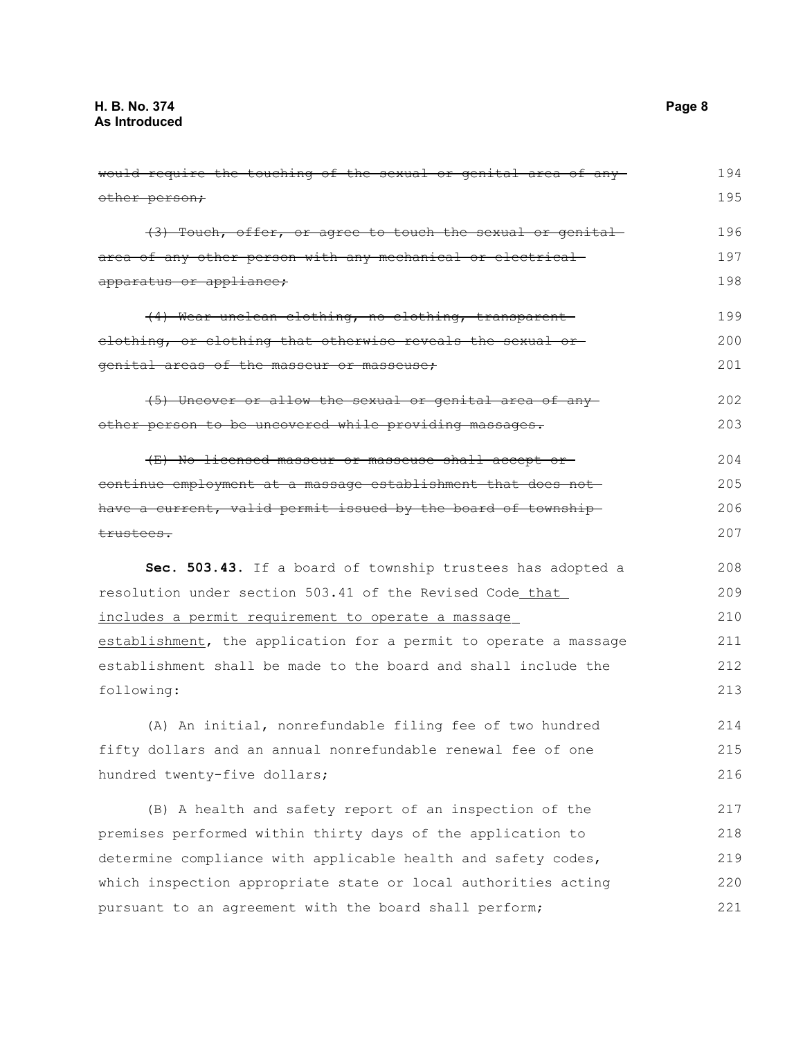~~would require the touching of the sexual or genital area of any other person;~~

~~(3) Touch, offer, or agree to touch the sexual or genital area of any other person with any mechanical or electrical apparatus or appliance;~~

~~(4) Wear unclean clothing, no clothing, transparent clothing, or clothing that otherwise reveals the sexual or genital areas of the masseur or masseuse;~~

~~(5) Uncover or allow the sexual or genital area of any other person to be uncovered while providing massages.~~

~~(E) No licensed masseur or masseuse shall accept or continue employment at a massage establishment that does not have a current, valid permit issued by the board of township trustees.~~

**Sec. 503.43.** If a board of township trustees has adopted a resolution under section 503.41 of the Revised Code<u> that includes a permit requirement to operate a massage establishment</u>, the application for a permit to operate a massage establishment shall be made to the board and shall include the following:

(A) An initial, nonrefundable filing fee of two hundred fifty dollars and an annual nonrefundable renewal fee of one hundred twenty-five dollars;

(B) A health and safety report of an inspection of the premises performed within thirty days of the application to determine compliance with applicable health and safety codes, which inspection appropriate state or local authorities acting pursuant to an agreement with the board shall perform;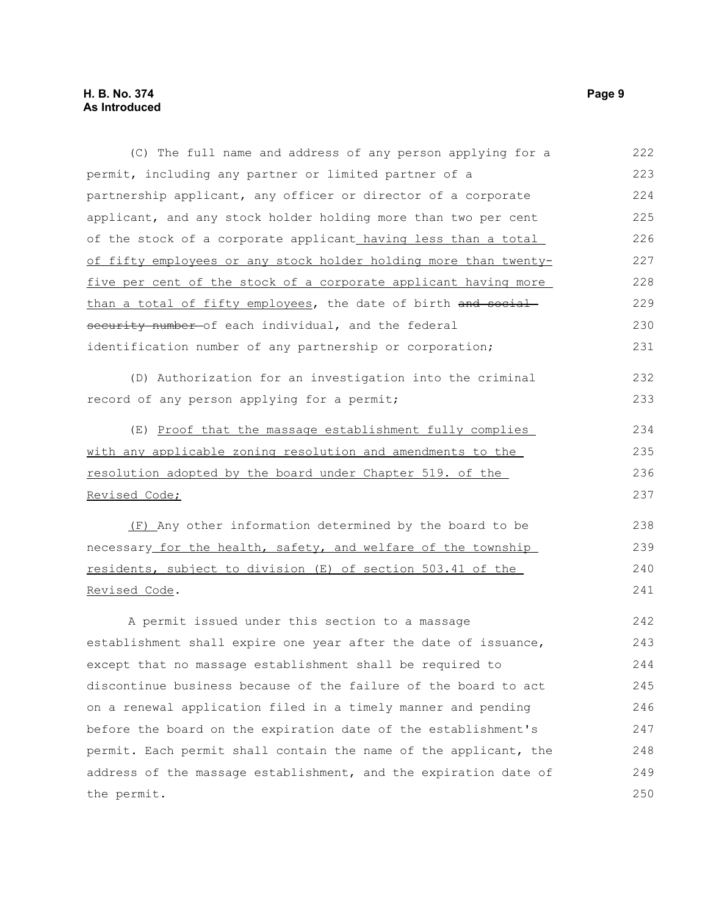(C) The full name and address of any person applying for a permit, including any partner or limited partner of a partnership applicant, any officer or director of a corporate applicant, and any stock holder holding more than two per cent of the stock of a corporate applicant having less than a total of fifty employees or any stock holder holding more than twenty-five per cent of the stock of a corporate applicant having more than a total of fifty employees, the date of birth ~~and social security number~~ of each individual, and the federal identification number of any partnership or corporation;

(D) Authorization for an investigation into the criminal record of any person applying for a permit;

(E) Proof that the massage establishment fully complies with any applicable zoning resolution and amendments to the resolution adopted by the board under Chapter 519. of the Revised Code;

(F) Any other information determined by the board to be necessary for the health, safety, and welfare of the township residents, subject to division (E) of section 503.41 of the Revised Code.

A permit issued under this section to a massage establishment shall expire one year after the date of issuance, except that no massage establishment shall be required to discontinue business because of the failure of the board to act on a renewal application filed in a timely manner and pending before the board on the expiration date of the establishment's permit. Each permit shall contain the name of the applicant, the address of the massage establishment, and the expiration date of the permit.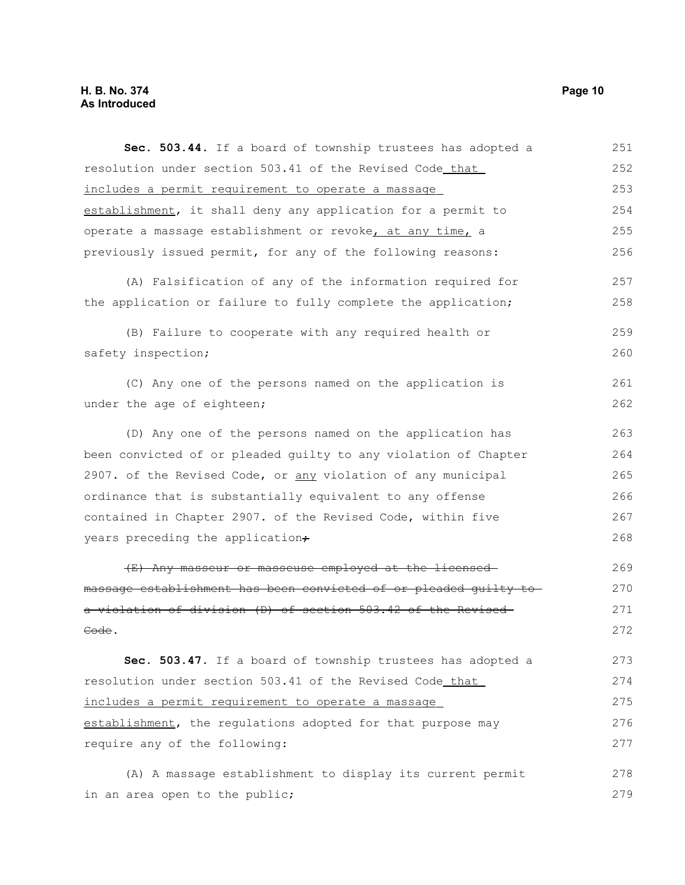**Sec. 503.44.** If a board of township trustees has adopted a resolution under section 503.41 of the Revised Code that includes a permit requirement to operate a massage establishment, it shall deny any application for a permit to operate a massage establishment or revoke, at any time, a previously issued permit, for any of the following reasons:

(A) Falsification of any of the information required for the application or failure to fully complete the application;

(B) Failure to cooperate with any required health or safety inspection;

(C) Any one of the persons named on the application is under the age of eighteen;

(D) Any one of the persons named on the application has been convicted of or pleaded guilty to any violation of Chapter 2907. of the Revised Code, or any violation of any municipal ordinance that is substantially equivalent to any offense contained in Chapter 2907. of the Revised Code, within five years preceding the application~~;~~

~~(E) Any masseur or masseuse employed at the licensed massage establishment has been convicted of or pleaded guilty to a violation of division (D) of section 503.42 of the Revised Code~~.

**Sec. 503.47.** If a board of township trustees has adopted a resolution under section 503.41 of the Revised Code that includes a permit requirement to operate a massage establishment, the regulations adopted for that purpose may require any of the following:

(A) A massage establishment to display its current permit in an area open to the public;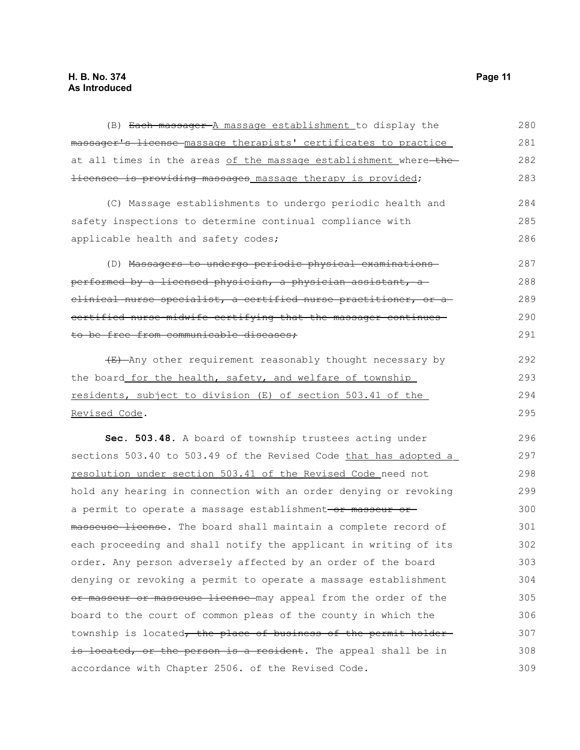(B) ~~Each massager~~ <u>A massage establishment</u> to display the ~~massager's license~~ <u>massage therapists' certificates to practice</u> at all times in the areas <u>of the massage establishment</u> where ~~the licensee is providing massages~~ <u>massage therapy is provided</u>;

(C) Massage establishments to undergo periodic health and safety inspections to determine continual compliance with applicable health and safety codes;

(D) ~~Massagers to undergo periodic physical examinations performed by a licensed physician, a physician assistant, a clinical nurse specialist, a certified nurse practitioner, or a certified nurse-midwife certifying that the massager continues to be free from communicable diseases;~~

~~(E)~~ Any other requirement reasonably thought necessary by the board <u>for the health, safety, and welfare of township residents, subject to division (E) of section 503.41 of the Revised Code</u>.

**Sec. 503.48.** A board of township trustees acting under sections 503.40 to 503.49 of the Revised Code <u>that has adopted a resolution under section 503.41 of the Revised Code</u> need not hold any hearing in connection with an order denying or revoking a permit to operate a massage establishment ~~or masseur or masseuse license~~. The board shall maintain a complete record of each proceeding and shall notify the applicant in writing of its order. Any person adversely affected by an order of the board denying or revoking a permit to operate a massage establishment ~~or masseur or masseuse license~~ may appeal from the order of the board to the court of common pleas of the county in which the township is located~~, the place of business of the permit holder is located, or the person is a resident~~. The appeal shall be in accordance with Chapter 2506. of the Revised Code.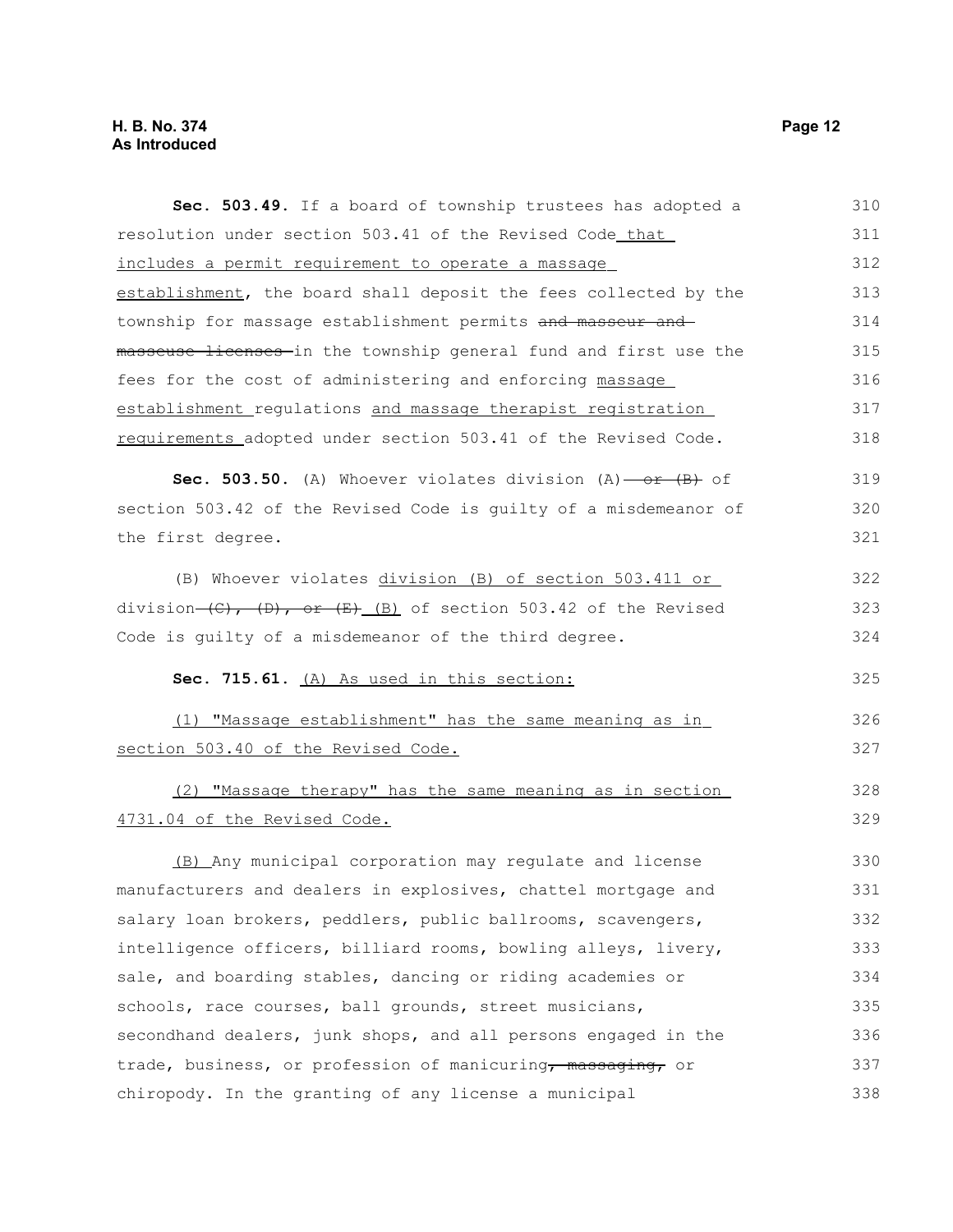**Sec. 503.49.** If a board of township trustees has adopted a resolution under section 503.41 of the Revised Code that includes a permit requirement to operate a massage establishment, the board shall deposit the fees collected by the township for massage establishment permits ~~and masseur and masseuse licenses~~ in the township general fund and first use the fees for the cost of administering and enforcing massage establishment regulations and massage therapist registration requirements adopted under section 503.41 of the Revised Code.

**Sec. 503.50.** (A) Whoever violates division (A) ~~or (B)~~ of section 503.42 of the Revised Code is guilty of a misdemeanor of the first degree.

(B) Whoever violates division (B) of section 503.411 or division ~~(C), (D), or (E)~~ (B) of section 503.42 of the Revised Code is guilty of a misdemeanor of the third degree.

**Sec. 715.61.** (A) As used in this section:

(1) "Massage establishment" has the same meaning as in section 503.40 of the Revised Code.

(2) "Massage therapy" has the same meaning as in section 4731.04 of the Revised Code.

(B) Any municipal corporation may regulate and license manufacturers and dealers in explosives, chattel mortgage and salary loan brokers, peddlers, public ballrooms, scavengers, intelligence officers, billiard rooms, bowling alleys, livery, sale, and boarding stables, dancing or riding academies or schools, race courses, ball grounds, street musicians, secondhand dealers, junk shops, and all persons engaged in the trade, business, or profession of manicuring~~, massaging,~~ or chiropody. In the granting of any license a municipal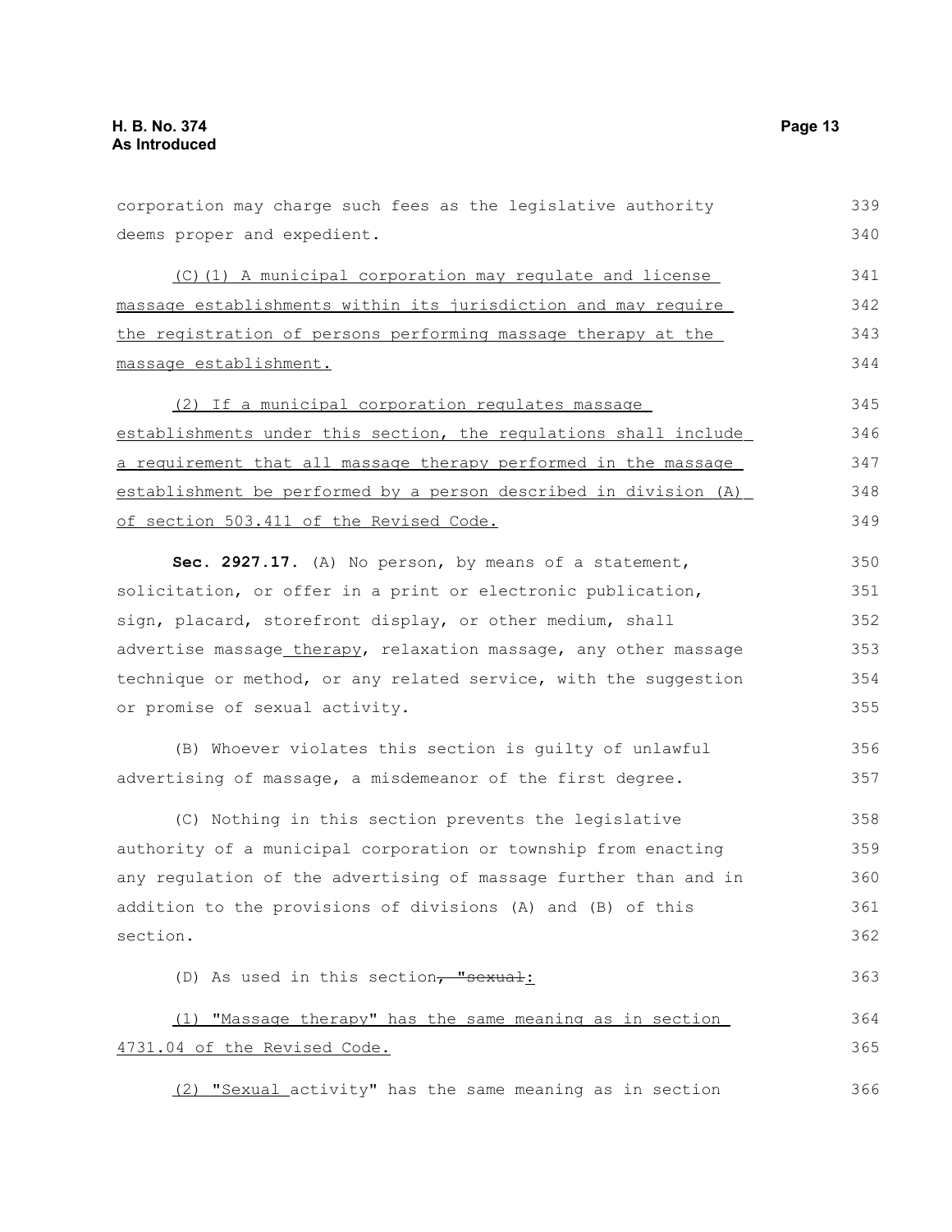corporation may charge such fees as the legislative authority deems proper and expedient.

(C)(1) A municipal corporation may regulate and license massage establishments within its jurisdiction and may require the registration of persons performing massage therapy at the massage establishment.

(2) If a municipal corporation regulates massage establishments under this section, the regulations shall include a requirement that all massage therapy performed in the massage establishment be performed by a person described in division (A) of section 503.411 of the Revised Code.

**Sec. 2927.17.** (A) No person, by means of a statement, solicitation, or offer in a print or electronic publication, sign, placard, storefront display, or other medium, shall advertise massage therapy, relaxation massage, any other massage technique or method, or any related service, with the suggestion or promise of sexual activity.

(B) Whoever violates this section is guilty of unlawful advertising of massage, a misdemeanor of the first degree.

(C) Nothing in this section prevents the legislative authority of a municipal corporation or township from enacting any regulation of the advertising of massage further than and in addition to the provisions of divisions (A) and (B) of this section.

(D) As used in this section~~, "sexual~~:

(1) "Massage therapy" has the same meaning as in section 4731.04 of the Revised Code.

(2) "Sexual activity" has the same meaning as in section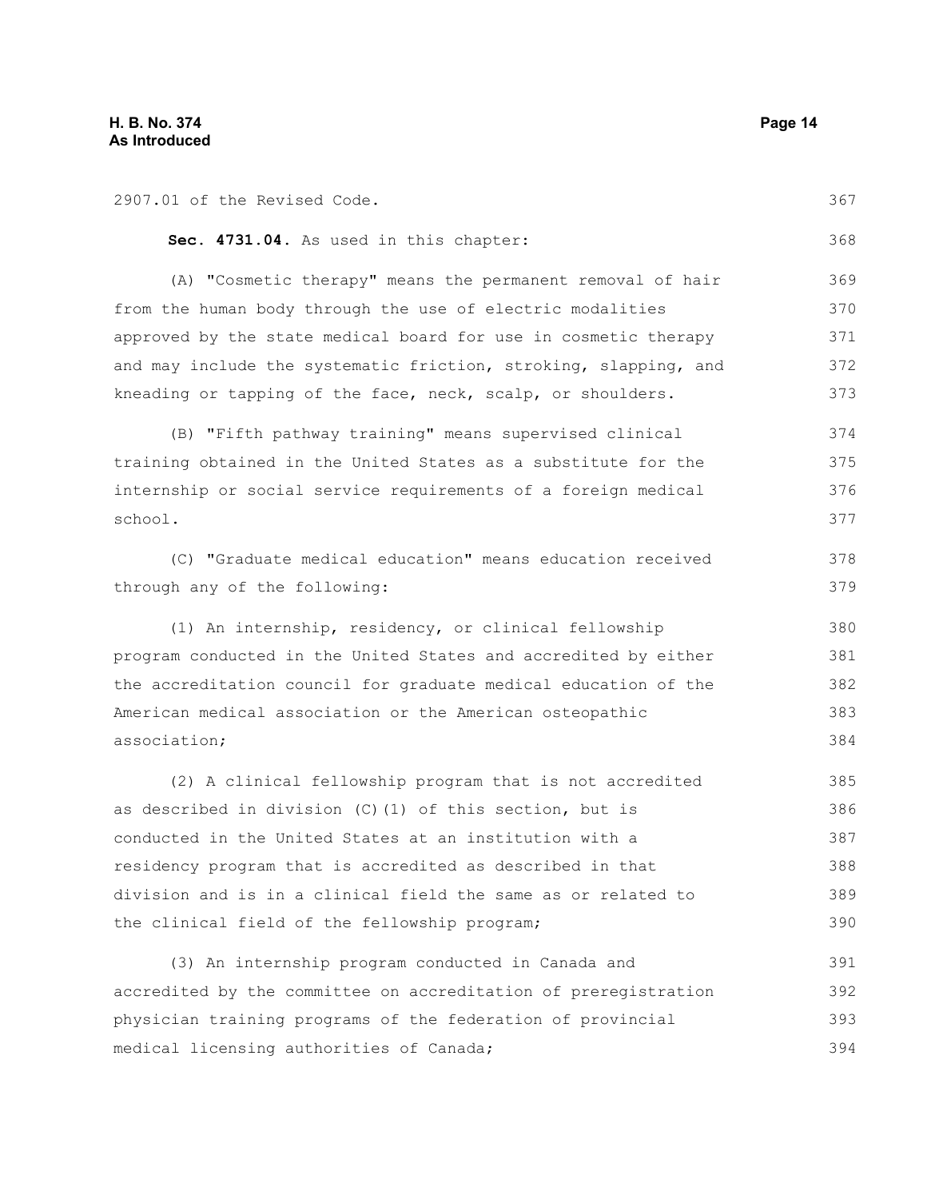2907.01 of the Revised Code.

**Sec. 4731.04.** As used in this chapter:

(A) "Cosmetic therapy" means the permanent removal of hair from the human body through the use of electric modalities approved by the state medical board for use in cosmetic therapy and may include the systematic friction, stroking, slapping, and kneading or tapping of the face, neck, scalp, or shoulders.

(B) "Fifth pathway training" means supervised clinical training obtained in the United States as a substitute for the internship or social service requirements of a foreign medical school.

(C) "Graduate medical education" means education received through any of the following:

(1) An internship, residency, or clinical fellowship program conducted in the United States and accredited by either the accreditation council for graduate medical education of the American medical association or the American osteopathic association;

(2) A clinical fellowship program that is not accredited as described in division (C)(1) of this section, but is conducted in the United States at an institution with a residency program that is accredited as described in that division and is in a clinical field the same as or related to the clinical field of the fellowship program;

(3) An internship program conducted in Canada and accredited by the committee on accreditation of preregistration physician training programs of the federation of provincial medical licensing authorities of Canada;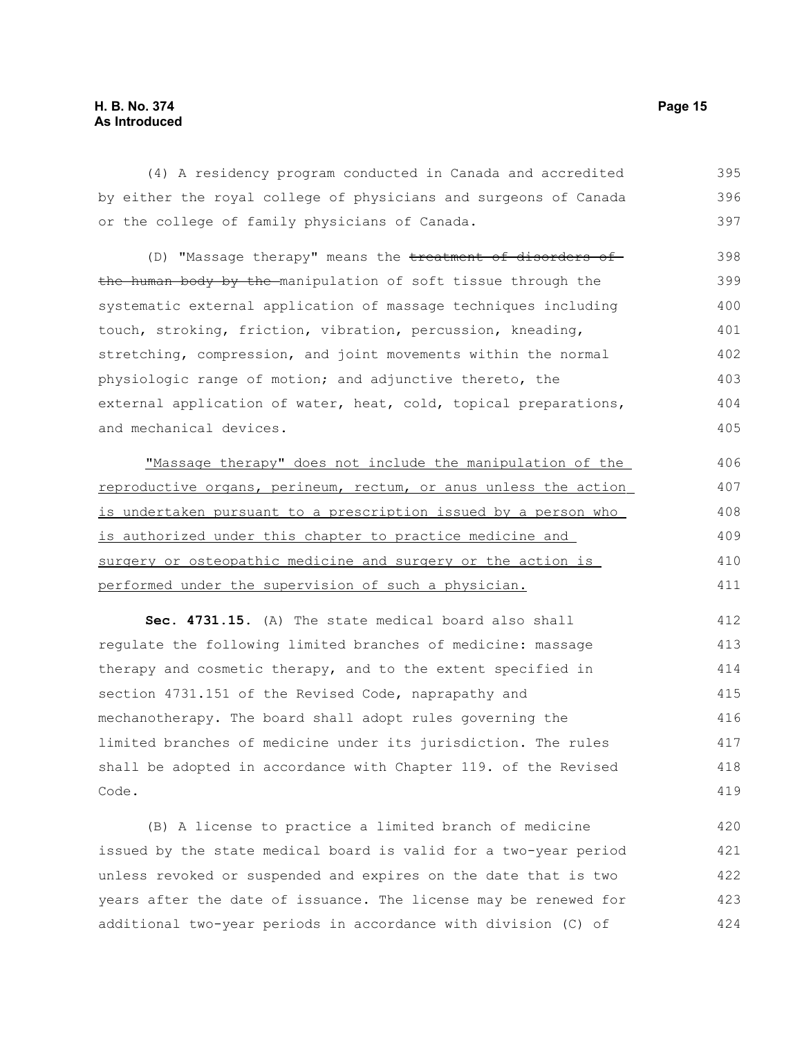(4) A residency program conducted in Canada and accredited by either the royal college of physicians and surgeons of Canada or the college of family physicians of Canada.

(D) "Massage therapy" means the ~~treatment of disorders of the human body by the~~ manipulation of soft tissue through the systematic external application of massage techniques including touch, stroking, friction, vibration, percussion, kneading, stretching, compression, and joint movements within the normal physiologic range of motion; and adjunctive thereto, the external application of water, heat, cold, topical preparations, and mechanical devices.

<u>"Massage therapy" does not include the manipulation of the reproductive organs, perineum, rectum, or anus unless the action is undertaken pursuant to a prescription issued by a person who is authorized under this chapter to practice medicine and surgery or osteopathic medicine and surgery or the action is performed under the supervision of such a physician.</u>

**Sec. 4731.15.** (A) The state medical board also shall regulate the following limited branches of medicine: massage therapy and cosmetic therapy, and to the extent specified in section 4731.151 of the Revised Code, naprapathy and mechanotherapy. The board shall adopt rules governing the limited branches of medicine under its jurisdiction. The rules shall be adopted in accordance with Chapter 119. of the Revised Code.

(B) A license to practice a limited branch of medicine issued by the state medical board is valid for a two-year period unless revoked or suspended and expires on the date that is two years after the date of issuance. The license may be renewed for additional two-year periods in accordance with division (C) of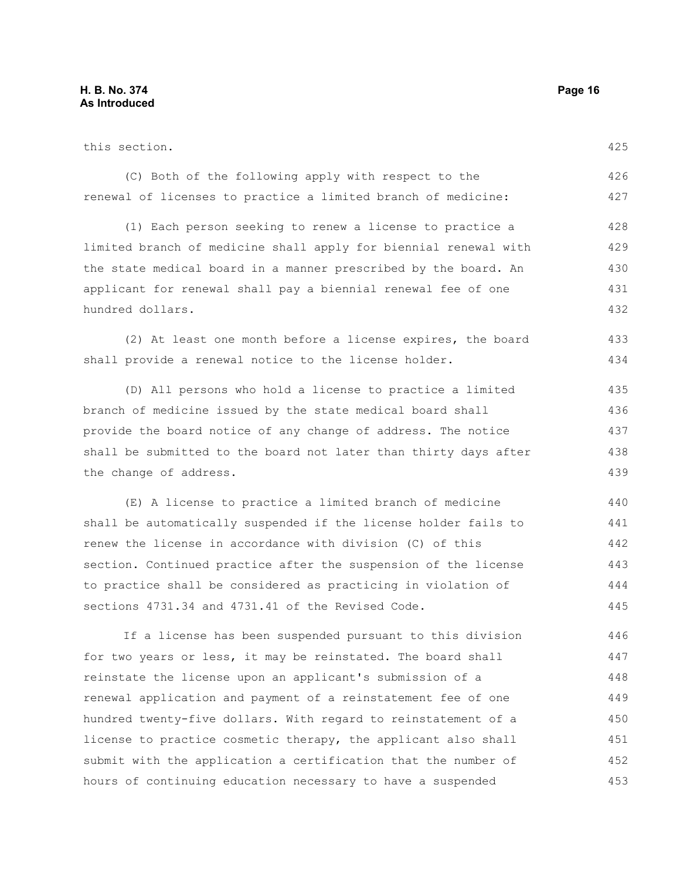this section.

(C) Both of the following apply with respect to the renewal of licenses to practice a limited branch of medicine:

(1) Each person seeking to renew a license to practice a limited branch of medicine shall apply for biennial renewal with the state medical board in a manner prescribed by the board. An applicant for renewal shall pay a biennial renewal fee of one hundred dollars.

(2) At least one month before a license expires, the board shall provide a renewal notice to the license holder.

(D) All persons who hold a license to practice a limited branch of medicine issued by the state medical board shall provide the board notice of any change of address. The notice shall be submitted to the board not later than thirty days after the change of address.

(E) A license to practice a limited branch of medicine shall be automatically suspended if the license holder fails to renew the license in accordance with division (C) of this section. Continued practice after the suspension of the license to practice shall be considered as practicing in violation of sections 4731.34 and 4731.41 of the Revised Code.

If a license has been suspended pursuant to this division for two years or less, it may be reinstated. The board shall reinstate the license upon an applicant's submission of a renewal application and payment of a reinstatement fee of one hundred twenty-five dollars. With regard to reinstatement of a license to practice cosmetic therapy, the applicant also shall submit with the application a certification that the number of hours of continuing education necessary to have a suspended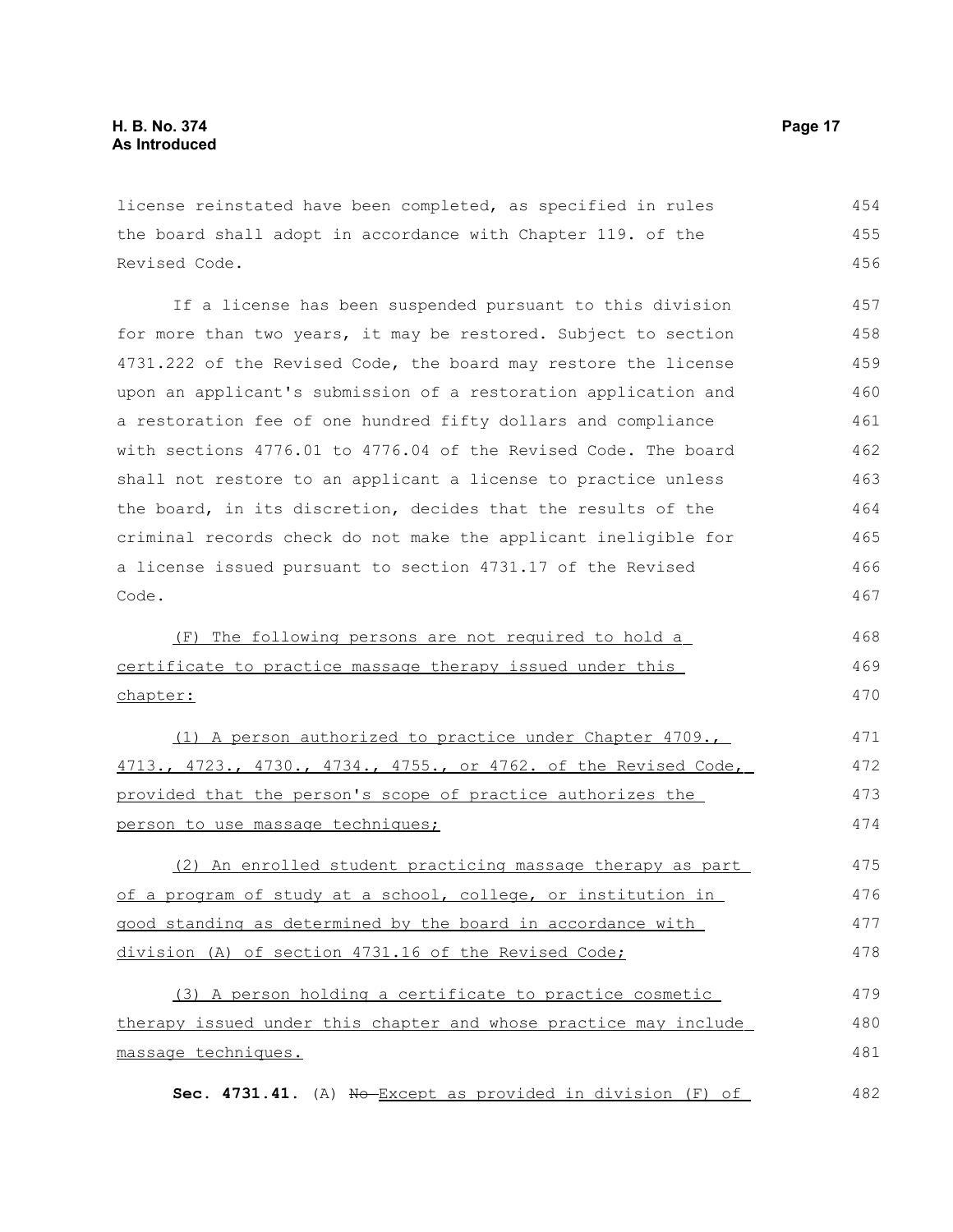license reinstated have been completed, as specified in rules the board shall adopt in accordance with Chapter 119. of the Revised Code.

If a license has been suspended pursuant to this division for more than two years, it may be restored. Subject to section 4731.222 of the Revised Code, the board may restore the license upon an applicant's submission of a restoration application and a restoration fee of one hundred fifty dollars and compliance with sections 4776.01 to 4776.04 of the Revised Code. The board shall not restore to an applicant a license to practice unless the board, in its discretion, decides that the results of the criminal records check do not make the applicant ineligible for a license issued pursuant to section 4731.17 of the Revised Code.

<u>(F) The following persons are not required to hold a certificate to practice massage therapy issued under this chapter:</u>

<u>(1) A person authorized to practice under Chapter 4709., 4713., 4723., 4730., 4734., 4755., or 4762. of the Revised Code, provided that the person's scope of practice authorizes the person to use massage techniques;</u>

<u>(2) An enrolled student practicing massage therapy as part of a program of study at a school, college, or institution in good standing as determined by the board in accordance with division (A) of section 4731.16 of the Revised Code;</u>

<u>(3) A person holding a certificate to practice cosmetic therapy issued under this chapter and whose practice may include massage techniques.</u>

**Sec. 4731.41.** (A) ~~No~~ <u>Except as provided in division (F) of</u>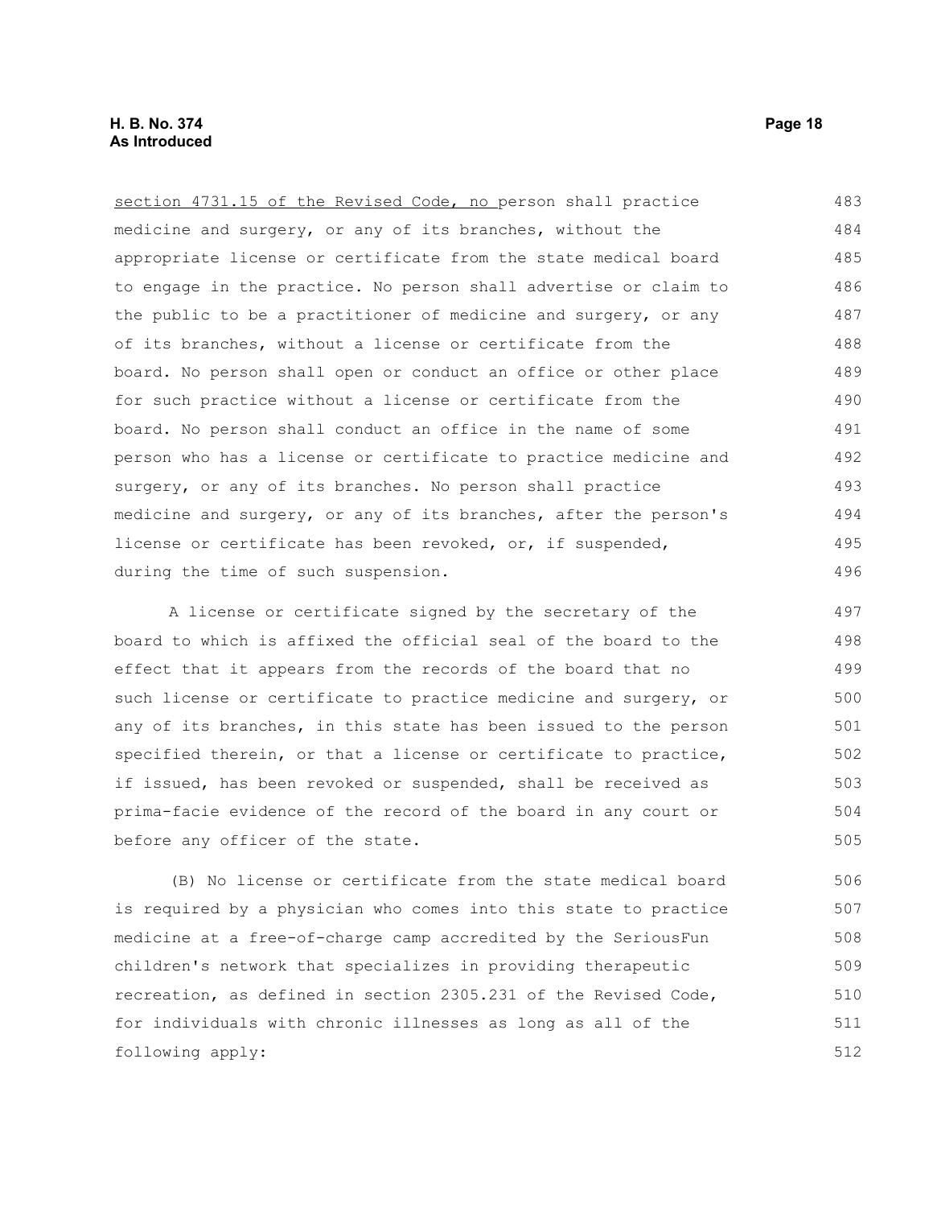section 4731.15 of the Revised Code, no person shall practice medicine and surgery, or any of its branches, without the appropriate license or certificate from the state medical board to engage in the practice. No person shall advertise or claim to the public to be a practitioner of medicine and surgery, or any of its branches, without a license or certificate from the board. No person shall open or conduct an office or other place for such practice without a license or certificate from the board. No person shall conduct an office in the name of some person who has a license or certificate to practice medicine and surgery, or any of its branches. No person shall practice medicine and surgery, or any of its branches, after the person's license or certificate has been revoked, or, if suspended, during the time of such suspension.

A license or certificate signed by the secretary of the board to which is affixed the official seal of the board to the effect that it appears from the records of the board that no such license or certificate to practice medicine and surgery, or any of its branches, in this state has been issued to the person specified therein, or that a license or certificate to practice, if issued, has been revoked or suspended, shall be received as prima-facie evidence of the record of the board in any court or before any officer of the state.

(B) No license or certificate from the state medical board is required by a physician who comes into this state to practice medicine at a free-of-charge camp accredited by the SeriousFun children's network that specializes in providing therapeutic recreation, as defined in section 2305.231 of the Revised Code, for individuals with chronic illnesses as long as all of the following apply: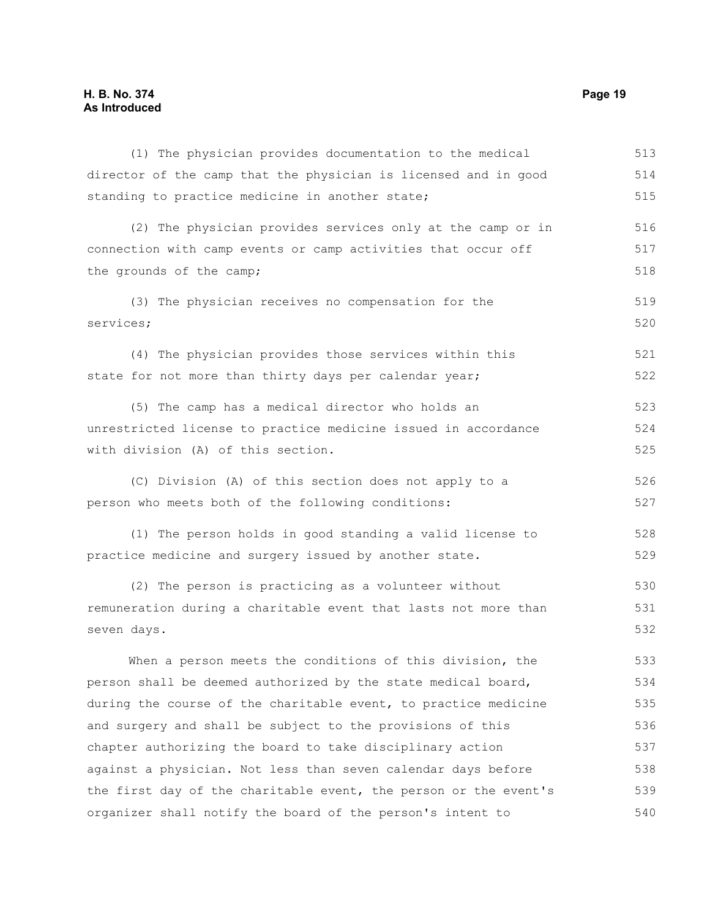(1) The physician provides documentation to the medical director of the camp that the physician is licensed and in good standing to practice medicine in another state;

(2) The physician provides services only at the camp or in connection with camp events or camp activities that occur off the grounds of the camp;

(3) The physician receives no compensation for the services;

(4) The physician provides those services within this state for not more than thirty days per calendar year;

(5) The camp has a medical director who holds an unrestricted license to practice medicine issued in accordance with division (A) of this section.

(C) Division (A) of this section does not apply to a person who meets both of the following conditions:

(1) The person holds in good standing a valid license to practice medicine and surgery issued by another state.

(2) The person is practicing as a volunteer without remuneration during a charitable event that lasts not more than seven days.

When a person meets the conditions of this division, the person shall be deemed authorized by the state medical board, during the course of the charitable event, to practice medicine and surgery and shall be subject to the provisions of this chapter authorizing the board to take disciplinary action against a physician. Not less than seven calendar days before the first day of the charitable event, the person or the event's organizer shall notify the board of the person's intent to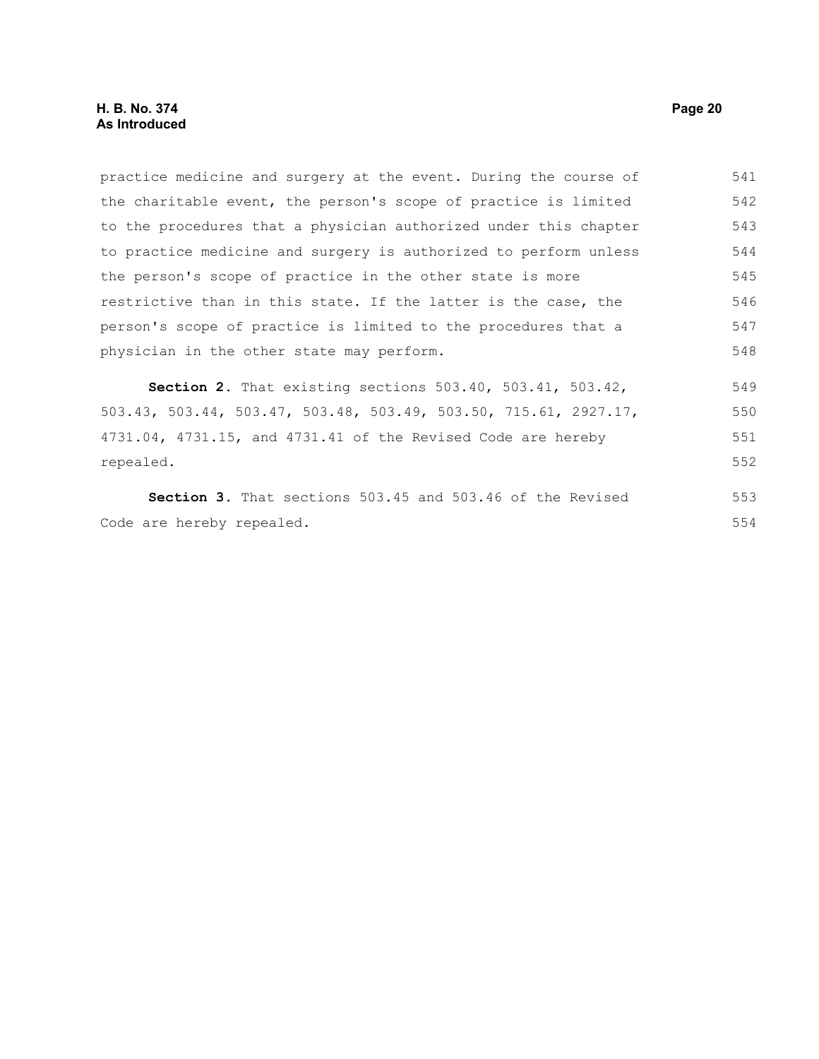practice medicine and surgery at the event. During the course of the charitable event, the person's scope of practice is limited to the procedures that a physician authorized under this chapter to practice medicine and surgery is authorized to perform unless the person's scope of practice in the other state is more restrictive than in this state. If the latter is the case, the person's scope of practice is limited to the procedures that a physician in the other state may perform.

**Section 2.** That existing sections 503.40, 503.41, 503.42, 503.43, 503.44, 503.47, 503.48, 503.49, 503.50, 715.61, 2927.17, 4731.04, 4731.15, and 4731.41 of the Revised Code are hereby repealed.

**Section 3.** That sections 503.45 and 503.46 of the Revised Code are hereby repealed.